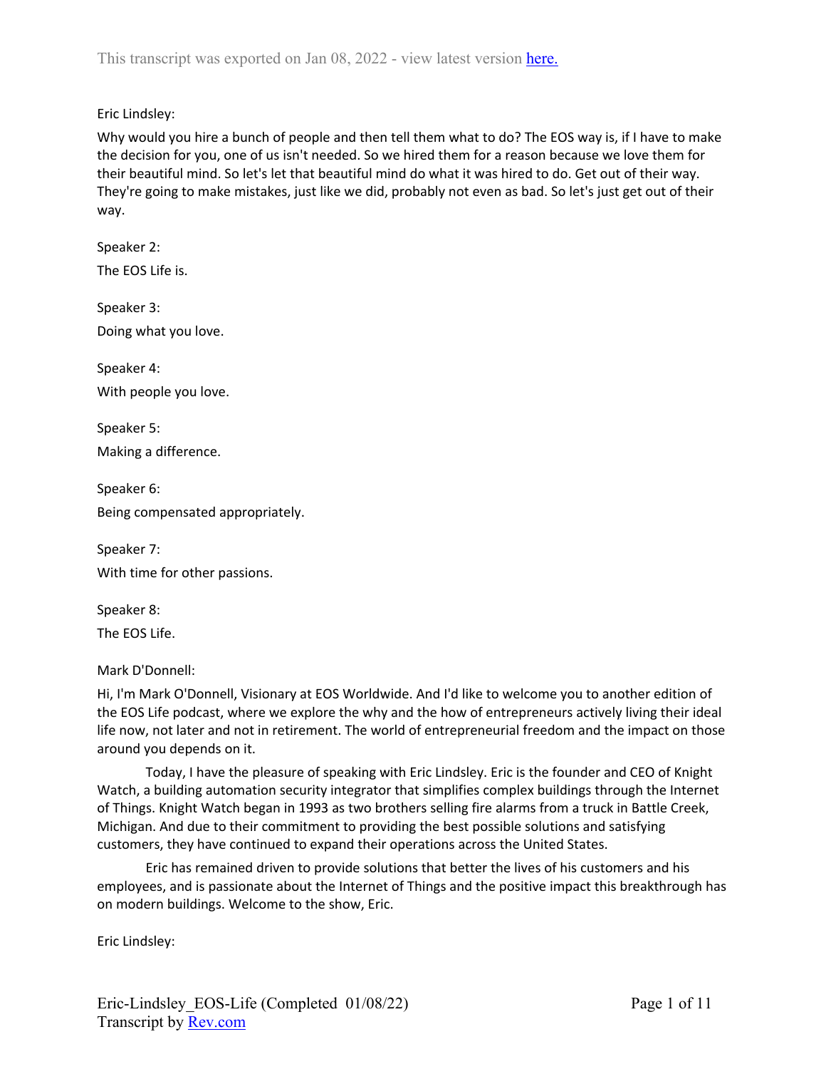This transcript was exported on Jan 08, 2022 - view latest version [here.](#)

Eric Lindsley:

Why would you hire a bunch of people and then tell them what to do? The EOS way is, if I have to make the decision for you, one of us isn't needed. So we hired them for a reason because we love them for their beautiful mind. So let's let that beautiful mind do what it was hired to do. Get out of their way. They're going to make mistakes, just like we did, probably not even as bad. So let's just get out of their way.

Speaker 2:

The EOS Life is.

Speaker 3:

Doing what you love.

Speaker 4:

With people you love.

Speaker 5:

Making a difference.

Speaker 6:

Being compensated appropriately.

Speaker 7:

With time for other passions.

Speaker 8:

The EOS Life.

Mark D'Donnell:

Hi, I'm Mark O'Donnell, Visionary at EOS Worldwide. And I'd like to welcome you to another edition of the EOS Life podcast, where we explore the why and the how of entrepreneurs actively living their ideal life now, not later and not in retirement. The world of entrepreneurial freedom and the impact on those around you depends on it.

Today, I have the pleasure of speaking with Eric Lindsley. Eric is the founder and CEO of Knight Watch, a building automation security integrator that simplifies complex buildings through the Internet of Things. Knight Watch began in 1993 as two brothers selling fire alarms from a truck in Battle Creek, Michigan. And due to their commitment to providing the best possible solutions and satisfying customers, they have continued to expand their operations across the United States.

Eric has remained driven to provide solutions that better the lives of his customers and his employees, and is passionate about the Internet of Things and the positive impact this breakthrough has on modern buildings. Welcome to the show, Eric.

Eric Lindsley:

Eric-Lindsley_EOS-Life (Completed 01/08/22)
Transcript by [Rev.com](#)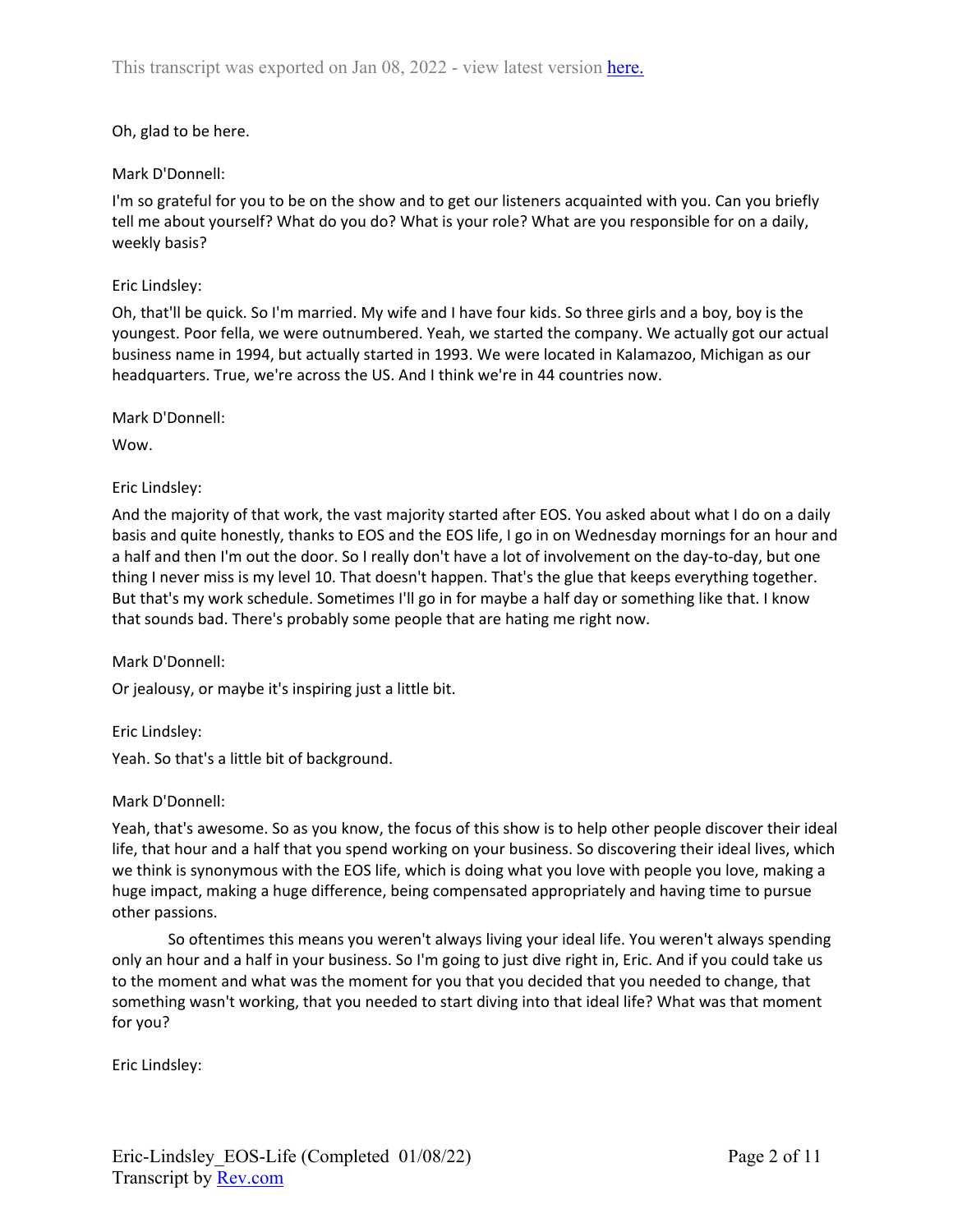Oh, glad to be here.

Mark D'Donnell:

I'm so grateful for you to be on the show and to get our listeners acquainted with you. Can you briefly tell me about yourself? What do you do? What is your role? What are you responsible for on a daily, weekly basis?

Eric Lindsley:

Oh, that'll be quick. So I'm married. My wife and I have four kids. So three girls and a boy, boy is the youngest. Poor fella, we were outnumbered. Yeah, we started the company. We actually got our actual business name in 1994, but actually started in 1993. We were located in Kalamazoo, Michigan as our headquarters. True, we're across the US. And I think we're in 44 countries now.

Mark D'Donnell:

Wow.

Eric Lindsley:

And the majority of that work, the vast majority started after EOS. You asked about what I do on a daily basis and quite honestly, thanks to EOS and the EOS life, I go in on Wednesday mornings for an hour and a half and then I'm out the door. So I really don't have a lot of involvement on the day-to-day, but one thing I never miss is my level 10. That doesn't happen. That's the glue that keeps everything together. But that's my work schedule. Sometimes I'll go in for maybe a half day or something like that. I know that sounds bad. There's probably some people that are hating me right now.

Mark D'Donnell:

Or jealousy, or maybe it's inspiring just a little bit.

Eric Lindsley:

Yeah. So that's a little bit of background.

Mark D'Donnell:

Yeah, that's awesome. So as you know, the focus of this show is to help other people discover their ideal life, that hour and a half that you spend working on your business. So discovering their ideal lives, which we think is synonymous with the EOS life, which is doing what you love with people you love, making a huge impact, making a huge difference, being compensated appropriately and having time to pursue other passions.

So oftentimes this means you weren't always living your ideal life. You weren't always spending only an hour and a half in your business. So I'm going to just dive right in, Eric. And if you could take us to the moment and what was the moment for you that you decided that you needed to change, that something wasn't working, that you needed to start diving into that ideal life? What was that moment for you?

Eric Lindsley: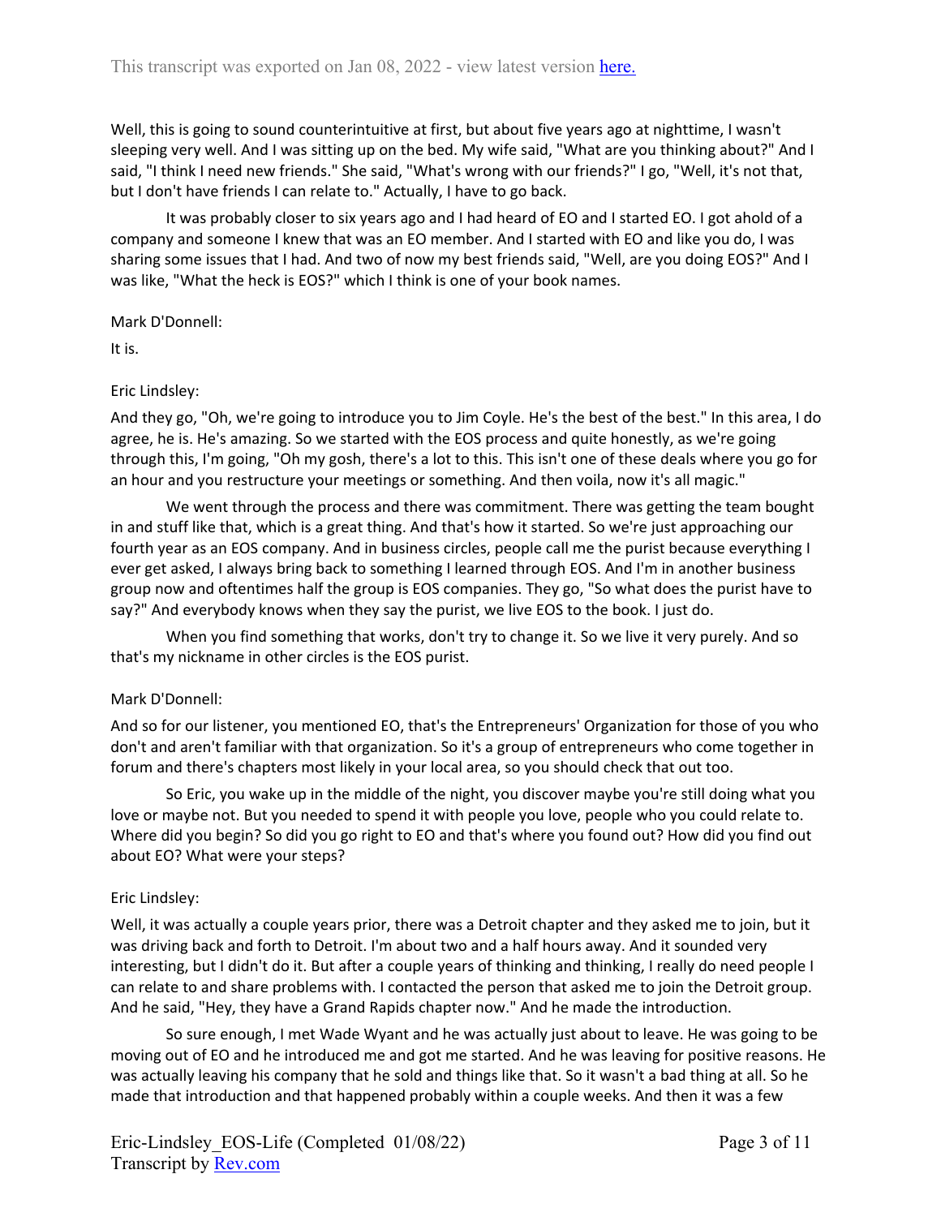Well, this is going to sound counterintuitive at first, but about five years ago at nighttime, I wasn't sleeping very well. And I was sitting up on the bed. My wife said, "What are you thinking about?" And I said, "I think I need new friends." She said, "What's wrong with our friends?" I go, "Well, it's not that, but I don't have friends I can relate to." Actually, I have to go back.

It was probably closer to six years ago and I had heard of EO and I started EO. I got ahold of a company and someone I knew that was an EO member. And I started with EO and like you do, I was sharing some issues that I had. And two of now my best friends said, "Well, are you doing EOS?" And I was like, "What the heck is EOS?" which I think is one of your book names.

Mark D'Donnell:

It is.

Eric Lindsley:

And they go, "Oh, we're going to introduce you to Jim Coyle. He's the best of the best." In this area, I do agree, he is. He's amazing. So we started with the EOS process and quite honestly, as we're going through this, I'm going, "Oh my gosh, there's a lot to this. This isn't one of these deals where you go for an hour and you restructure your meetings or something. And then voila, now it's all magic."

We went through the process and there was commitment. There was getting the team bought in and stuff like that, which is a great thing. And that's how it started. So we're just approaching our fourth year as an EOS company. And in business circles, people call me the purist because everything I ever get asked, I always bring back to something I learned through EOS. And I'm in another business group now and oftentimes half the group is EOS companies. They go, "So what does the purist have to say?" And everybody knows when they say the purist, we live EOS to the book. I just do.

When you find something that works, don't try to change it. So we live it very purely. And so that's my nickname in other circles is the EOS purist.

Mark D'Donnell:

And so for our listener, you mentioned EO, that's the Entrepreneurs' Organization for those of you who don't and aren't familiar with that organization. So it's a group of entrepreneurs who come together in forum and there's chapters most likely in your local area, so you should check that out too.

So Eric, you wake up in the middle of the night, you discover maybe you're still doing what you love or maybe not. But you needed to spend it with people you love, people who you could relate to. Where did you begin? So did you go right to EO and that's where you found out? How did you find out about EO? What were your steps?

Eric Lindsley:

Well, it was actually a couple years prior, there was a Detroit chapter and they asked me to join, but it was driving back and forth to Detroit. I'm about two and a half hours away. And it sounded very interesting, but I didn't do it. But after a couple years of thinking and thinking, I really do need people I can relate to and share problems with. I contacted the person that asked me to join the Detroit group. And he said, "Hey, they have a Grand Rapids chapter now." And he made the introduction.

So sure enough, I met Wade Wyant and he was actually just about to leave. He was going to be moving out of EO and he introduced me and got me started. And he was leaving for positive reasons. He was actually leaving his company that he sold and things like that. So it wasn't a bad thing at all. So he made that introduction and that happened probably within a couple weeks. And then it was a few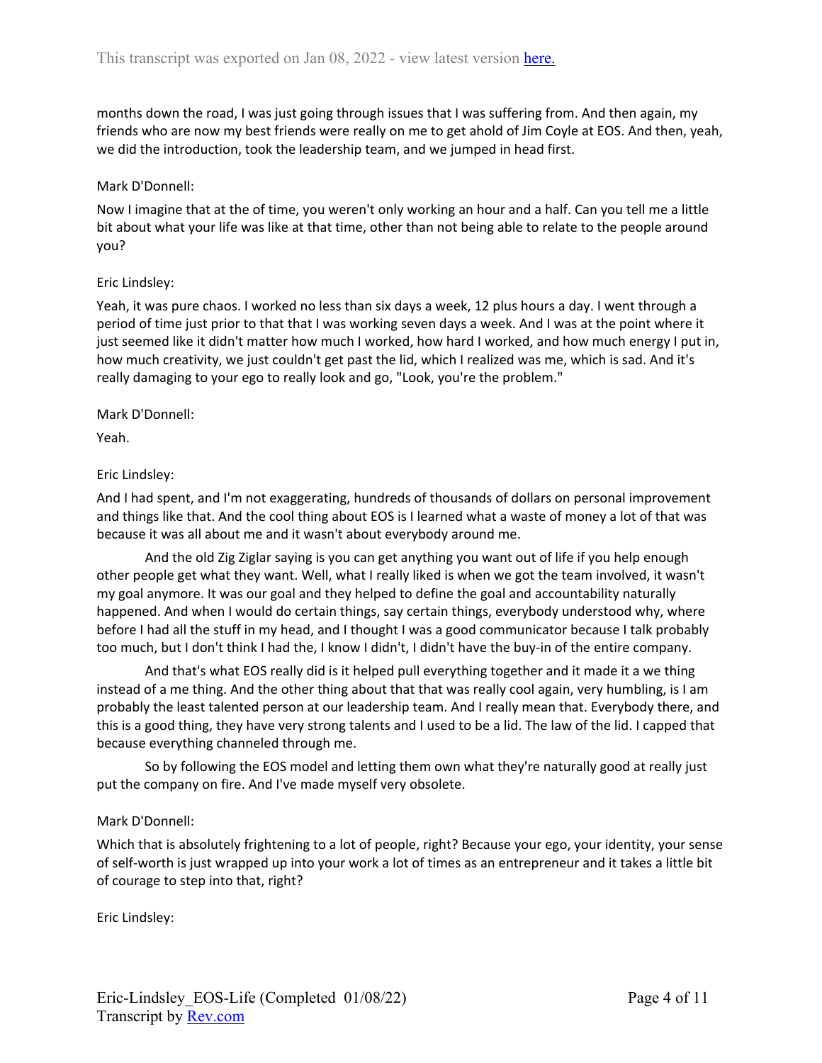months down the road, I was just going through issues that I was suffering from. And then again, my friends who are now my best friends were really on me to get ahold of Jim Coyle at EOS. And then, yeah, we did the introduction, took the leadership team, and we jumped in head first.

Mark D'Donnell:

Now I imagine that at the of time, you weren't only working an hour and a half. Can you tell me a little bit about what your life was like at that time, other than not being able to relate to the people around you?

Eric Lindsley:

Yeah, it was pure chaos. I worked no less than six days a week, 12 plus hours a day. I went through a period of time just prior to that that I was working seven days a week. And I was at the point where it just seemed like it didn't matter how much I worked, how hard I worked, and how much energy I put in, how much creativity, we just couldn't get past the lid, which I realized was me, which is sad. And it's really damaging to your ego to really look and go, "Look, you're the problem."

Mark D'Donnell:

Yeah.

Eric Lindsley:

And I had spent, and I'm not exaggerating, hundreds of thousands of dollars on personal improvement and things like that. And the cool thing about EOS is I learned what a waste of money a lot of that was because it was all about me and it wasn't about everybody around me.

And the old Zig Ziglar saying is you can get anything you want out of life if you help enough other people get what they want. Well, what I really liked is when we got the team involved, it wasn't my goal anymore. It was our goal and they helped to define the goal and accountability naturally happened. And when I would do certain things, say certain things, everybody understood why, where before I had all the stuff in my head, and I thought I was a good communicator because I talk probably too much, but I don't think I had the, I know I didn't, I didn't have the buy-in of the entire company.

And that's what EOS really did is it helped pull everything together and it made it a we thing instead of a me thing. And the other thing about that that was really cool again, very humbling, is I am probably the least talented person at our leadership team. And I really mean that. Everybody there, and this is a good thing, they have very strong talents and I used to be a lid. The law of the lid. I capped that because everything channeled through me.

So by following the EOS model and letting them own what they're naturally good at really just put the company on fire. And I've made myself very obsolete.

Mark D'Donnell:

Which that is absolutely frightening to a lot of people, right? Because your ego, your identity, your sense of self-worth is just wrapped up into your work a lot of times as an entrepreneur and it takes a little bit of courage to step into that, right?

Eric Lindsley: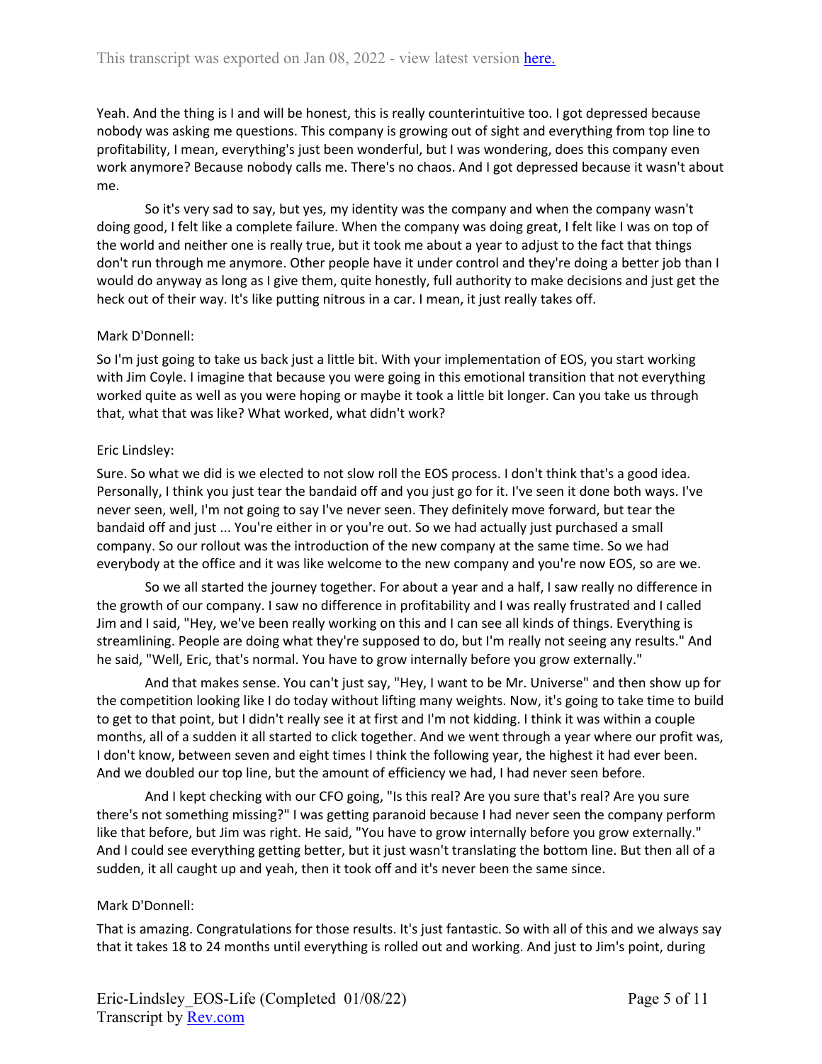Yeah. And the thing is I and will be honest, this is really counterintuitive too. I got depressed because nobody was asking me questions. This company is growing out of sight and everything from top line to profitability, I mean, everything's just been wonderful, but I was wondering, does this company even work anymore? Because nobody calls me. There's no chaos. And I got depressed because it wasn't about me.

So it's very sad to say, but yes, my identity was the company and when the company wasn't doing good, I felt like a complete failure. When the company was doing great, I felt like I was on top of the world and neither one is really true, but it took me about a year to adjust to the fact that things don't run through me anymore. Other people have it under control and they're doing a better job than I would do anyway as long as I give them, quite honestly, full authority to make decisions and just get the heck out of their way. It's like putting nitrous in a car. I mean, it just really takes off.

Mark D'Donnell:

So I'm just going to take us back just a little bit. With your implementation of EOS, you start working with Jim Coyle. I imagine that because you were going in this emotional transition that not everything worked quite as well as you were hoping or maybe it took a little bit longer. Can you take us through that, what that was like? What worked, what didn't work?

Eric Lindsley:

Sure. So what we did is we elected to not slow roll the EOS process. I don't think that's a good idea. Personally, I think you just tear the bandaid off and you just go for it. I've seen it done both ways. I've never seen, well, I'm not going to say I've never seen. They definitely move forward, but tear the bandaid off and just ... You're either in or you're out. So we had actually just purchased a small company. So our rollout was the introduction of the new company at the same time. So we had everybody at the office and it was like welcome to the new company and you're now EOS, so are we.

So we all started the journey together. For about a year and a half, I saw really no difference in the growth of our company. I saw no difference in profitability and I was really frustrated and I called Jim and I said, "Hey, we've been really working on this and I can see all kinds of things. Everything is streamlining. People are doing what they're supposed to do, but I'm really not seeing any results." And he said, "Well, Eric, that's normal. You have to grow internally before you grow externally."

And that makes sense. You can't just say, "Hey, I want to be Mr. Universe" and then show up for the competition looking like I do today without lifting many weights. Now, it's going to take time to build to get to that point, but I didn't really see it at first and I'm not kidding. I think it was within a couple months, all of a sudden it all started to click together. And we went through a year where our profit was, I don't know, between seven and eight times I think the following year, the highest it had ever been. And we doubled our top line, but the amount of efficiency we had, I had never seen before.

And I kept checking with our CFO going, "Is this real? Are you sure that's real? Are you sure there's not something missing?" I was getting paranoid because I had never seen the company perform like that before, but Jim was right. He said, "You have to grow internally before you grow externally." And I could see everything getting better, but it just wasn't translating the bottom line. But then all of a sudden, it all caught up and yeah, then it took off and it's never been the same since.

Mark D'Donnell:

That is amazing. Congratulations for those results. It's just fantastic. So with all of this and we always say that it takes 18 to 24 months until everything is rolled out and working. And just to Jim's point, during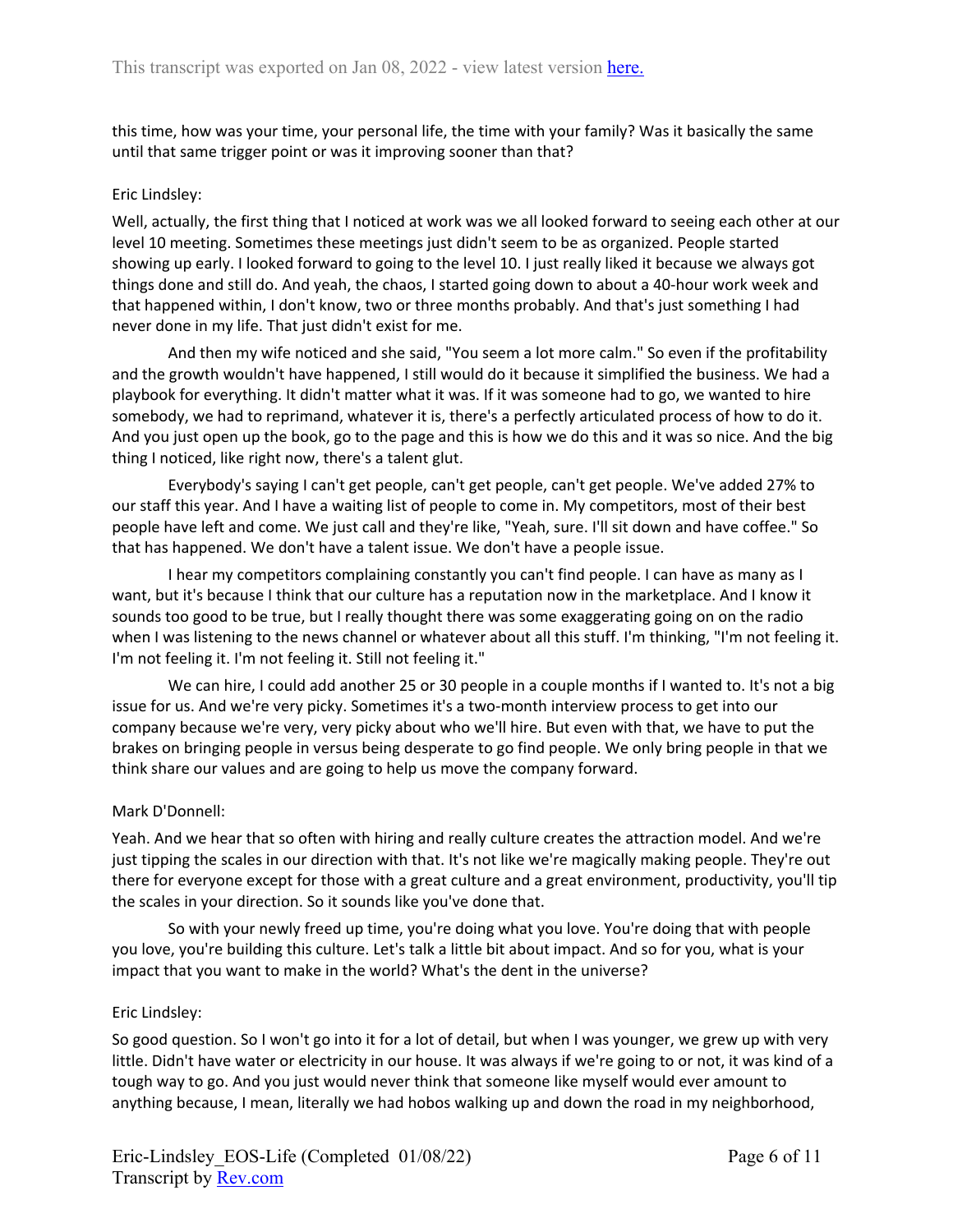this time, how was your time, your personal life, the time with your family? Was it basically the same until that same trigger point or was it improving sooner than that?

Eric Lindsley:

Well, actually, the first thing that I noticed at work was we all looked forward to seeing each other at our level 10 meeting. Sometimes these meetings just didn't seem to be as organized. People started showing up early. I looked forward to going to the level 10. I just really liked it because we always got things done and still do. And yeah, the chaos, I started going down to about a 40-hour work week and that happened within, I don't know, two or three months probably. And that's just something I had never done in my life. That just didn't exist for me.

And then my wife noticed and she said, "You seem a lot more calm." So even if the profitability and the growth wouldn't have happened, I still would do it because it simplified the business. We had a playbook for everything. It didn't matter what it was. If it was someone had to go, we wanted to hire somebody, we had to reprimand, whatever it is, there's a perfectly articulated process of how to do it. And you just open up the book, go to the page and this is how we do this and it was so nice. And the big thing I noticed, like right now, there's a talent glut.

Everybody's saying I can't get people, can't get people, can't get people. We've added 27% to our staff this year. And I have a waiting list of people to come in. My competitors, most of their best people have left and come. We just call and they're like, "Yeah, sure. I'll sit down and have coffee." So that has happened. We don't have a talent issue. We don't have a people issue.

I hear my competitors complaining constantly you can't find people. I can have as many as I want, but it's because I think that our culture has a reputation now in the marketplace. And I know it sounds too good to be true, but I really thought there was some exaggerating going on on the radio when I was listening to the news channel or whatever about all this stuff. I'm thinking, "I'm not feeling it. I'm not feeling it. I'm not feeling it. Still not feeling it."

We can hire, I could add another 25 or 30 people in a couple months if I wanted to. It's not a big issue for us. And we're very picky. Sometimes it's a two-month interview process to get into our company because we're very, very picky about who we'll hire. But even with that, we have to put the brakes on bringing people in versus being desperate to go find people. We only bring people in that we think share our values and are going to help us move the company forward.

Mark D'Donnell:

Yeah. And we hear that so often with hiring and really culture creates the attraction model. And we're just tipping the scales in our direction with that. It's not like we're magically making people. They're out there for everyone except for those with a great culture and a great environment, productivity, you'll tip the scales in your direction. So it sounds like you've done that.

So with your newly freed up time, you're doing what you love. You're doing that with people you love, you're building this culture. Let's talk a little bit about impact. And so for you, what is your impact that you want to make in the world? What's the dent in the universe?

Eric Lindsley:

So good question. So I won't go into it for a lot of detail, but when I was younger, we grew up with very little. Didn't have water or electricity in our house. It was always if we're going to or not, it was kind of a tough way to go. And you just would never think that someone like myself would ever amount to anything because, I mean, literally we had hobos walking up and down the road in my neighborhood,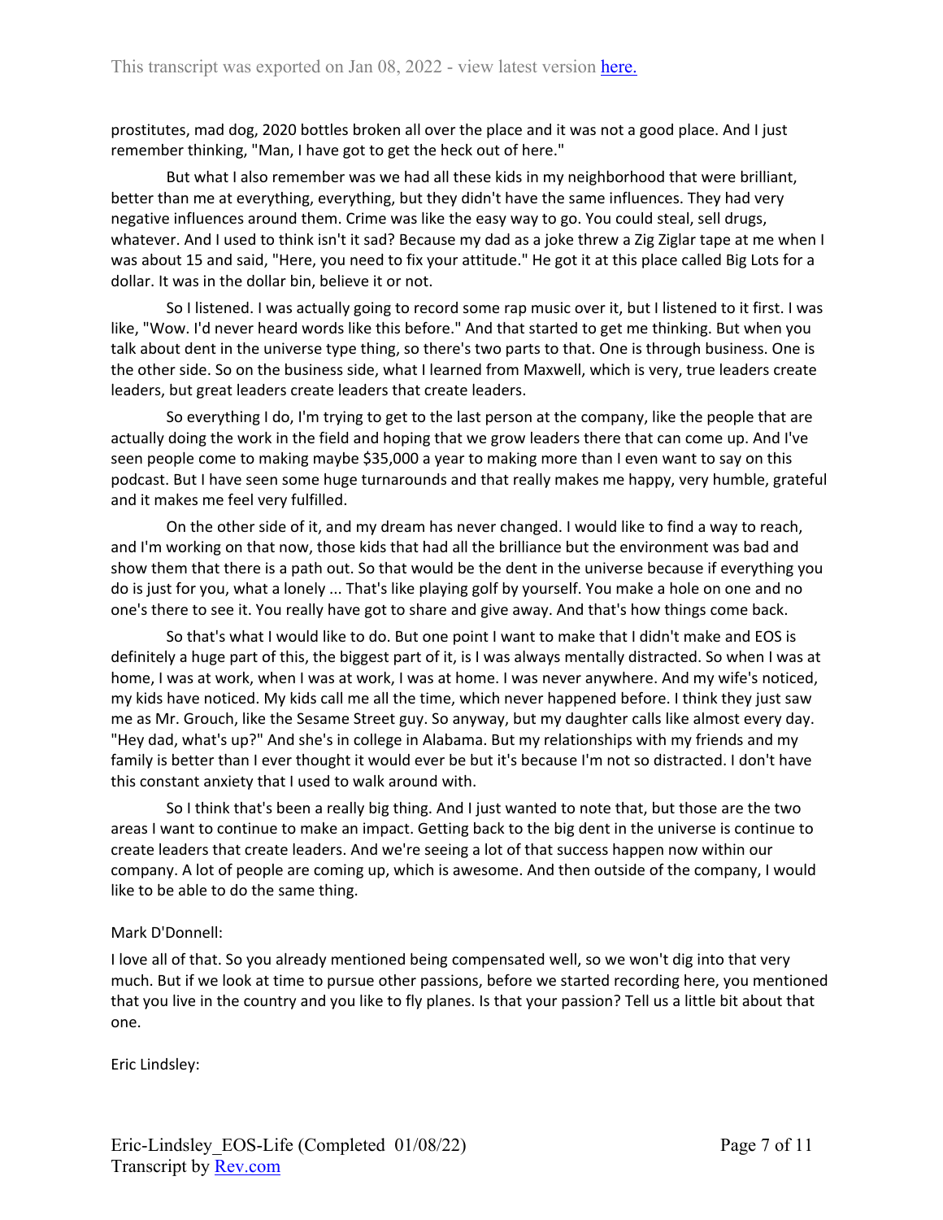prostitutes, mad dog, 2020 bottles broken all over the place and it was not a good place. And I just remember thinking, "Man, I have got to get the heck out of here."

But what I also remember was we had all these kids in my neighborhood that were brilliant, better than me at everything, everything, but they didn't have the same influences. They had very negative influences around them. Crime was like the easy way to go. You could steal, sell drugs, whatever. And I used to think isn't it sad? Because my dad as a joke threw a Zig Ziglar tape at me when I was about 15 and said, "Here, you need to fix your attitude." He got it at this place called Big Lots for a dollar. It was in the dollar bin, believe it or not.

So I listened. I was actually going to record some rap music over it, but I listened to it first. I was like, "Wow. I'd never heard words like this before." And that started to get me thinking. But when you talk about dent in the universe type thing, so there's two parts to that. One is through business. One is the other side. So on the business side, what I learned from Maxwell, which is very, true leaders create leaders, but great leaders create leaders that create leaders.

So everything I do, I'm trying to get to the last person at the company, like the people that are actually doing the work in the field and hoping that we grow leaders there that can come up. And I've seen people come to making maybe $35,000 a year to making more than I even want to say on this podcast. But I have seen some huge turnarounds and that really makes me happy, very humble, grateful and it makes me feel very fulfilled.

On the other side of it, and my dream has never changed. I would like to find a way to reach, and I'm working on that now, those kids that had all the brilliance but the environment was bad and show them that there is a path out. So that would be the dent in the universe because if everything you do is just for you, what a lonely ... That's like playing golf by yourself. You make a hole on one and no one's there to see it. You really have got to share and give away. And that's how things come back.

So that's what I would like to do. But one point I want to make that I didn't make and EOS is definitely a huge part of this, the biggest part of it, is I was always mentally distracted. So when I was at home, I was at work, when I was at work, I was at home. I was never anywhere. And my wife's noticed, my kids have noticed. My kids call me all the time, which never happened before. I think they just saw me as Mr. Grouch, like the Sesame Street guy. So anyway, but my daughter calls like almost every day. "Hey dad, what's up?" And she's in college in Alabama. But my relationships with my friends and my family is better than I ever thought it would ever be but it's because I'm not so distracted. I don't have this constant anxiety that I used to walk around with.

So I think that's been a really big thing. And I just wanted to note that, but those are the two areas I want to continue to make an impact. Getting back to the big dent in the universe is continue to create leaders that create leaders. And we're seeing a lot of that success happen now within our company. A lot of people are coming up, which is awesome. And then outside of the company, I would like to be able to do the same thing.

Mark D'Donnell:

I love all of that. So you already mentioned being compensated well, so we won't dig into that very much. But if we look at time to pursue other passions, before we started recording here, you mentioned that you live in the country and you like to fly planes. Is that your passion? Tell us a little bit about that one.

Eric Lindsley: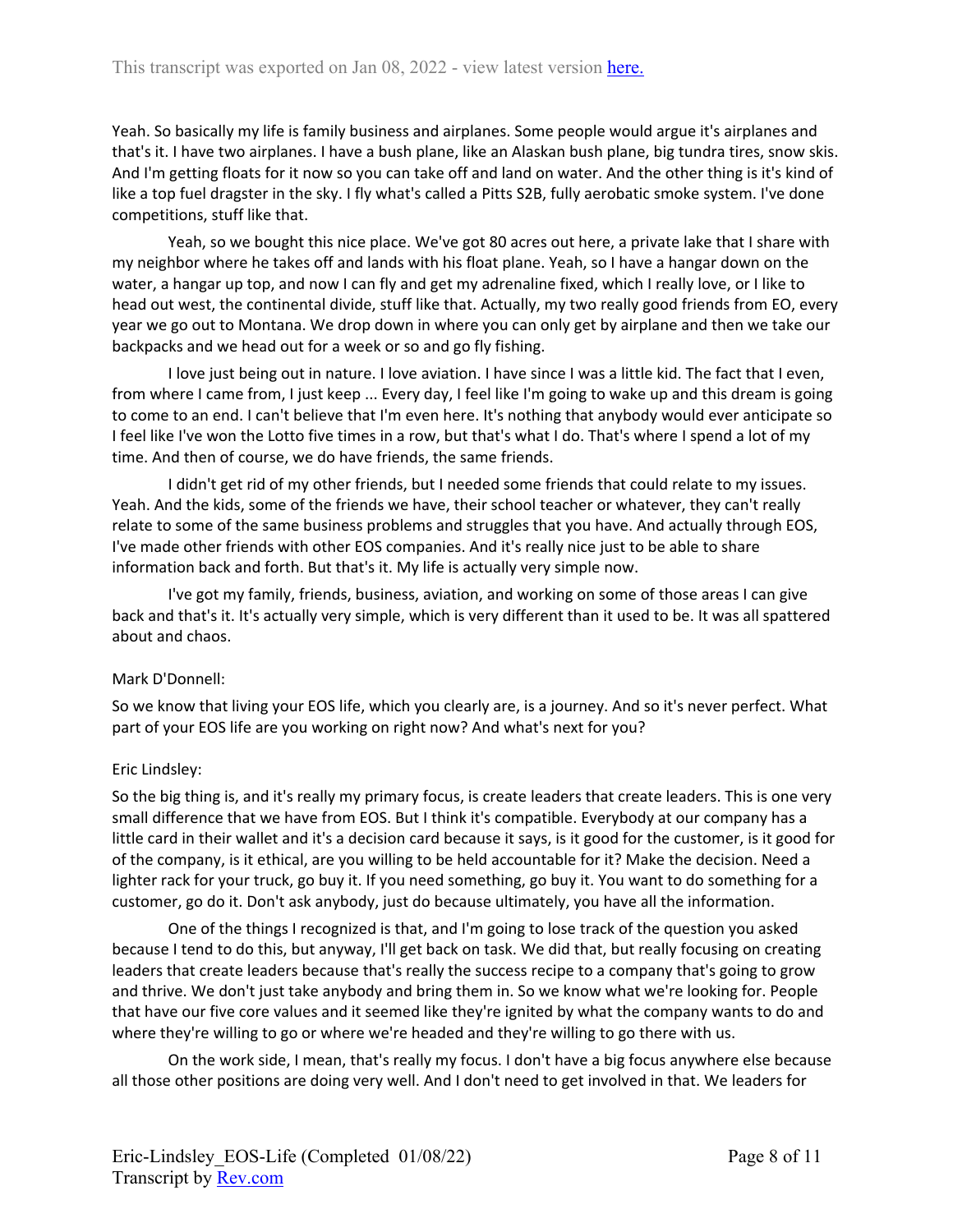Yeah. So basically my life is family business and airplanes. Some people would argue it's airplanes and that's it. I have two airplanes. I have a bush plane, like an Alaskan bush plane, big tundra tires, snow skis. And I'm getting floats for it now so you can take off and land on water. And the other thing is it's kind of like a top fuel dragster in the sky. I fly what's called a Pitts S2B, fully aerobatic smoke system. I've done competitions, stuff like that.

Yeah, so we bought this nice place. We've got 80 acres out here, a private lake that I share with my neighbor where he takes off and lands with his float plane. Yeah, so I have a hangar down on the water, a hangar up top, and now I can fly and get my adrenaline fixed, which I really love, or I like to head out west, the continental divide, stuff like that. Actually, my two really good friends from EO, every year we go out to Montana. We drop down in where you can only get by airplane and then we take our backpacks and we head out for a week or so and go fly fishing.

I love just being out in nature. I love aviation. I have since I was a little kid. The fact that I even, from where I came from, I just keep ... Every day, I feel like I'm going to wake up and this dream is going to come to an end. I can't believe that I'm even here. It's nothing that anybody would ever anticipate so I feel like I've won the Lotto five times in a row, but that's what I do. That's where I spend a lot of my time. And then of course, we do have friends, the same friends.

I didn't get rid of my other friends, but I needed some friends that could relate to my issues. Yeah. And the kids, some of the friends we have, their school teacher or whatever, they can't really relate to some of the same business problems and struggles that you have. And actually through EOS, I've made other friends with other EOS companies. And it's really nice just to be able to share information back and forth. But that's it. My life is actually very simple now.

I've got my family, friends, business, aviation, and working on some of those areas I can give back and that's it. It's actually very simple, which is very different than it used to be. It was all spattered about and chaos.

Mark D'Donnell:

So we know that living your EOS life, which you clearly are, is a journey. And so it's never perfect. What part of your EOS life are you working on right now? And what's next for you?

Eric Lindsley:

So the big thing is, and it's really my primary focus, is create leaders that create leaders. This is one very small difference that we have from EOS. But I think it's compatible. Everybody at our company has a little card in their wallet and it's a decision card because it says, is it good for the customer, is it good for of the company, is it ethical, are you willing to be held accountable for it? Make the decision. Need a lighter rack for your truck, go buy it. If you need something, go buy it. You want to do something for a customer, go do it. Don't ask anybody, just do because ultimately, you have all the information.

One of the things I recognized is that, and I'm going to lose track of the question you asked because I tend to do this, but anyway, I'll get back on task. We did that, but really focusing on creating leaders that create leaders because that's really the success recipe to a company that's going to grow and thrive. We don't just take anybody and bring them in. So we know what we're looking for. People that have our five core values and it seemed like they're ignited by what the company wants to do and where they're willing to go or where we're headed and they're willing to go there with us.

On the work side, I mean, that's really my focus. I don't have a big focus anywhere else because all those other positions are doing very well. And I don't need to get involved in that. We leaders for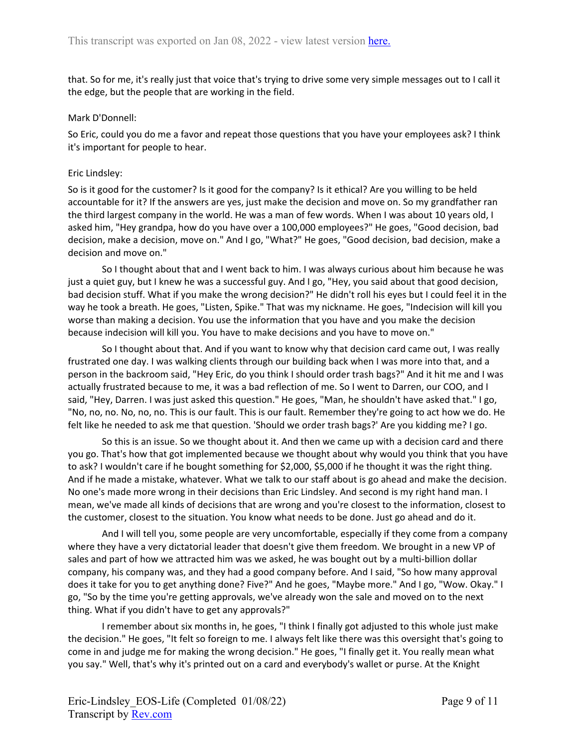that. So for me, it's really just that voice that's trying to drive some very simple messages out to I call it the edge, but the people that are working in the field.

Mark D'Donnell:

So Eric, could you do me a favor and repeat those questions that you have your employees ask? I think it's important for people to hear.

Eric Lindsley:

So is it good for the customer? Is it good for the company? Is it ethical? Are you willing to be held accountable for it? If the answers are yes, just make the decision and move on. So my grandfather ran the third largest company in the world. He was a man of few words. When I was about 10 years old, I asked him, "Hey grandpa, how do you have over a 100,000 employees?" He goes, "Good decision, bad decision, make a decision, move on." And I go, "What?" He goes, "Good decision, bad decision, make a decision and move on."

So I thought about that and I went back to him. I was always curious about him because he was just a quiet guy, but I knew he was a successful guy. And I go, "Hey, you said about that good decision, bad decision stuff. What if you make the wrong decision?" He didn't roll his eyes but I could feel it in the way he took a breath. He goes, "Listen, Spike." That was my nickname. He goes, "Indecision will kill you worse than making a decision. You use the information that you have and you make the decision because indecision will kill you. You have to make decisions and you have to move on."

So I thought about that. And if you want to know why that decision card came out, I was really frustrated one day. I was walking clients through our building back when I was more into that, and a person in the backroom said, "Hey Eric, do you think I should order trash bags?" And it hit me and I was actually frustrated because to me, it was a bad reflection of me. So I went to Darren, our COO, and I said, "Hey, Darren. I was just asked this question." He goes, "Man, he shouldn't have asked that." I go, "No, no, no. No, no, no. This is our fault. This is our fault. Remember they're going to act how we do. He felt like he needed to ask me that question. 'Should we order trash bags?' Are you kidding me? I go.

So this is an issue. So we thought about it. And then we came up with a decision card and there you go. That's how that got implemented because we thought about why would you think that you have to ask? I wouldn't care if he bought something for $2,000, $5,000 if he thought it was the right thing. And if he made a mistake, whatever. What we talk to our staff about is go ahead and make the decision. No one's made more wrong in their decisions than Eric Lindsley. And second is my right hand man. I mean, we've made all kinds of decisions that are wrong and you're closest to the information, closest to the customer, closest to the situation. You know what needs to be done. Just go ahead and do it.

And I will tell you, some people are very uncomfortable, especially if they come from a company where they have a very dictatorial leader that doesn't give them freedom. We brought in a new VP of sales and part of how we attracted him was we asked, he was bought out by a multi-billion dollar company, his company was, and they had a good company before. And I said, "So how many approval does it take for you to get anything done? Five?" And he goes, "Maybe more." And I go, "Wow. Okay." I go, "So by the time you're getting approvals, we've already won the sale and moved on to the next thing. What if you didn't have to get any approvals?"

I remember about six months in, he goes, "I think I finally got adjusted to this whole just make the decision." He goes, "It felt so foreign to me. I always felt like there was this oversight that's going to come in and judge me for making the wrong decision." He goes, "I finally get it. You really mean what you say." Well, that's why it's printed out on a card and everybody's wallet or purse. At the Knight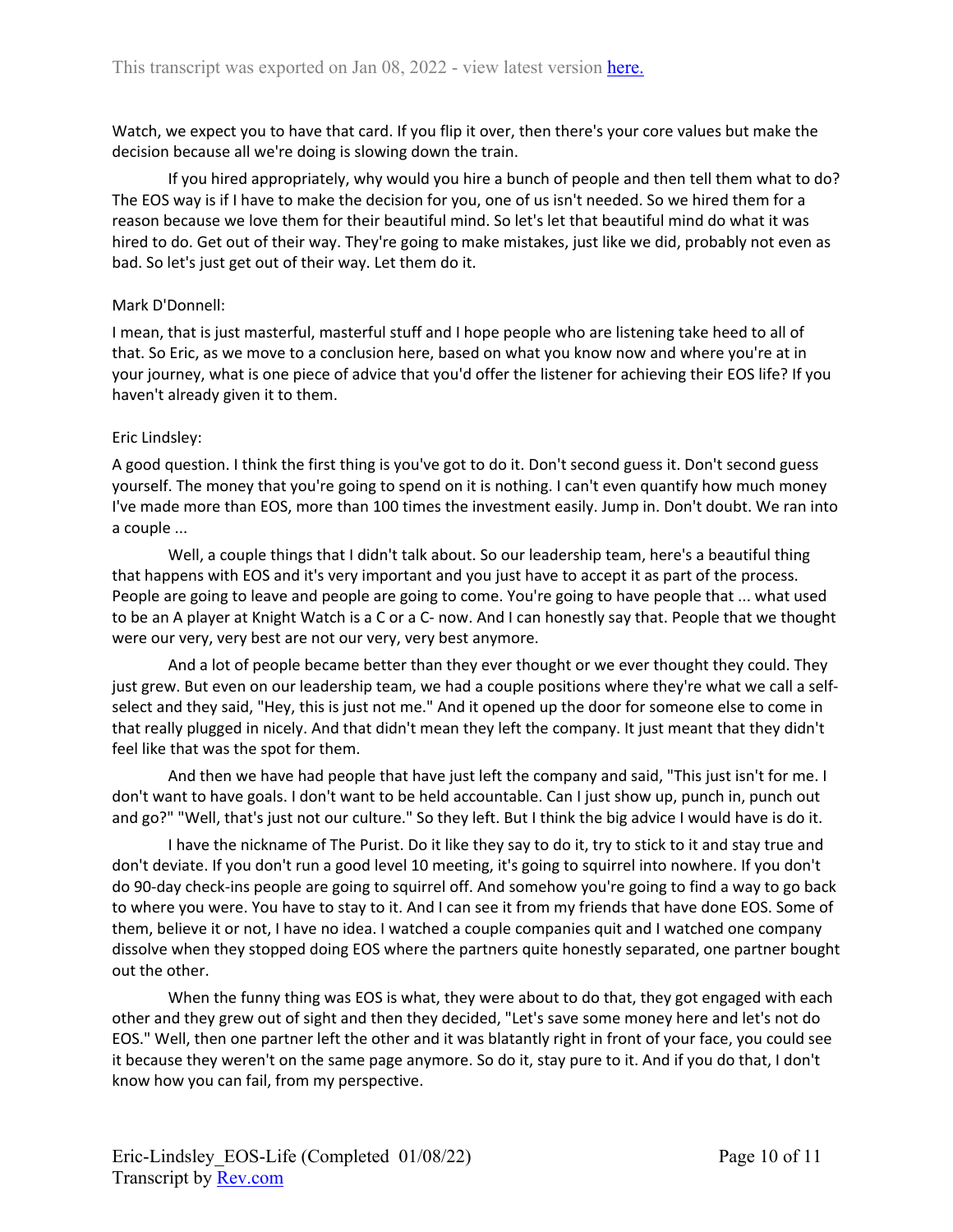Watch, we expect you to have that card. If you flip it over, then there's your core values but make the decision because all we're doing is slowing down the train.

If you hired appropriately, why would you hire a bunch of people and then tell them what to do? The EOS way is if I have to make the decision for you, one of us isn't needed. So we hired them for a reason because we love them for their beautiful mind. So let's let that beautiful mind do what it was hired to do. Get out of their way. They're going to make mistakes, just like we did, probably not even as bad. So let's just get out of their way. Let them do it.

Mark D'Donnell:

I mean, that is just masterful, masterful stuff and I hope people who are listening take heed to all of that. So Eric, as we move to a conclusion here, based on what you know now and where you're at in your journey, what is one piece of advice that you'd offer the listener for achieving their EOS life? If you haven't already given it to them.

Eric Lindsley:

A good question. I think the first thing is you've got to do it. Don't second guess it. Don't second guess yourself. The money that you're going to spend on it is nothing. I can't even quantify how much money I've made more than EOS, more than 100 times the investment easily. Jump in. Don't doubt. We ran into a couple ...

Well, a couple things that I didn't talk about. So our leadership team, here's a beautiful thing that happens with EOS and it's very important and you just have to accept it as part of the process. People are going to leave and people are going to come. You're going to have people that ... what used to be an A player at Knight Watch is a C or a C- now. And I can honestly say that. People that we thought were our very, very best are not our very, very best anymore.

And a lot of people became better than they ever thought or we ever thought they could. They just grew. But even on our leadership team, we had a couple positions where they're what we call a self-select and they said, "Hey, this is just not me." And it opened up the door for someone else to come in that really plugged in nicely. And that didn't mean they left the company. It just meant that they didn't feel like that was the spot for them.

And then we have had people that have just left the company and said, "This just isn't for me. I don't want to have goals. I don't want to be held accountable. Can I just show up, punch in, punch out and go?" "Well, that's just not our culture." So they left. But I think the big advice I would have is do it.

I have the nickname of The Purist. Do it like they say to do it, try to stick to it and stay true and don't deviate. If you don't run a good level 10 meeting, it's going to squirrel into nowhere. If you don't do 90-day check-ins people are going to squirrel off. And somehow you're going to find a way to go back to where you were. You have to stay to it. And I can see it from my friends that have done EOS. Some of them, believe it or not, I have no idea. I watched a couple companies quit and I watched one company dissolve when they stopped doing EOS where the partners quite honestly separated, one partner bought out the other.

When the funny thing was EOS is what, they were about to do that, they got engaged with each other and they grew out of sight and then they decided, "Let's save some money here and let's not do EOS." Well, then one partner left the other and it was blatantly right in front of your face, you could see it because they weren't on the same page anymore. So do it, stay pure to it. And if you do that, I don't know how you can fail, from my perspective.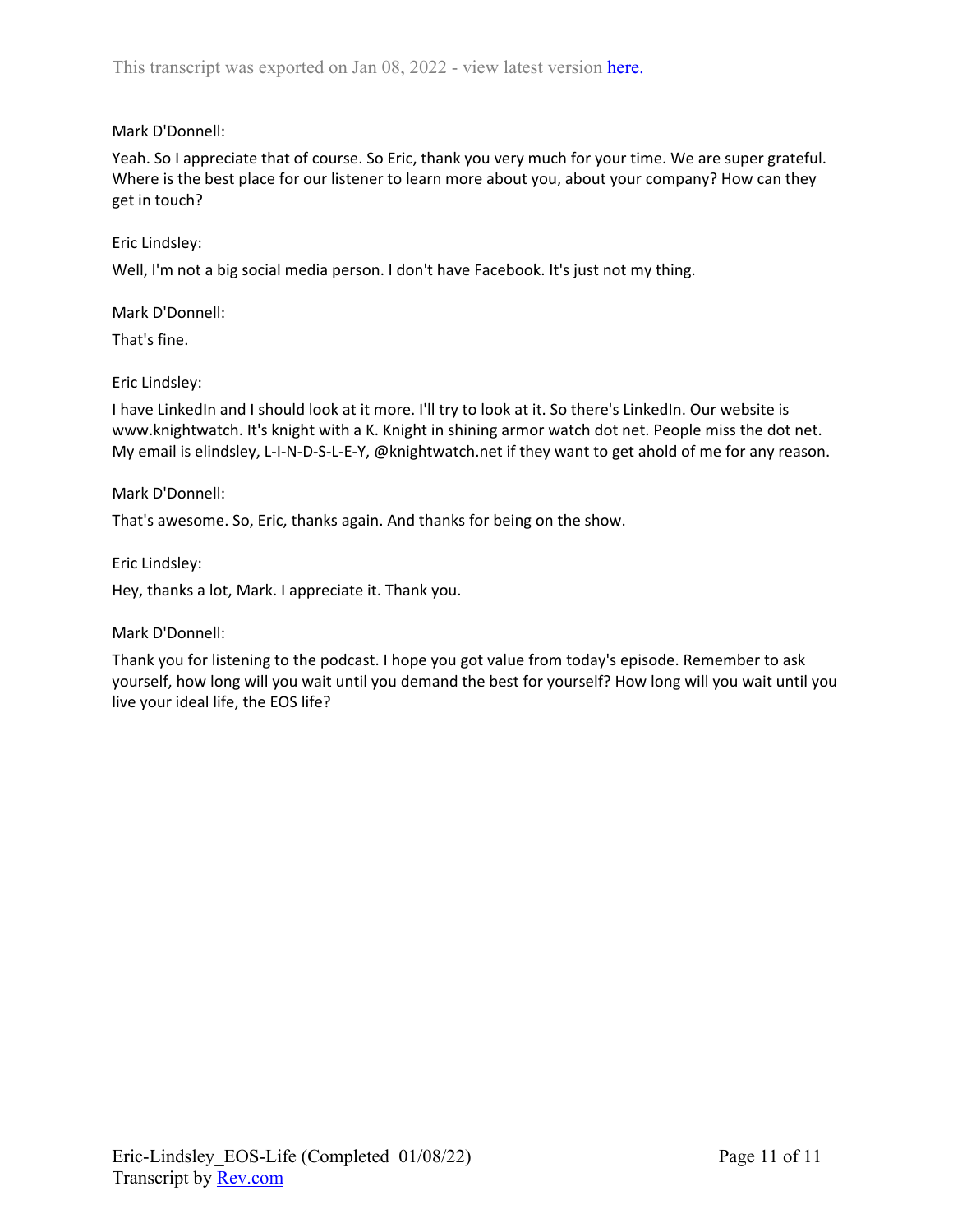Mark D'Donnell:

Yeah. So I appreciate that of course. So Eric, thank you very much for your time. We are super grateful. Where is the best place for our listener to learn more about you, about your company? How can they get in touch?

Eric Lindsley:

Well, I'm not a big social media person. I don't have Facebook. It's just not my thing.

Mark D'Donnell:

That's fine.

Eric Lindsley:

I have LinkedIn and I should look at it more. I'll try to look at it. So there's LinkedIn. Our website is www.knightwatch. It's knight with a K. Knight in shining armor watch dot net. People miss the dot net. My email is elindsley, L-I-N-D-S-L-E-Y, @knightwatch.net if they want to get ahold of me for any reason.

Mark D'Donnell:

That's awesome. So, Eric, thanks again. And thanks for being on the show.

Eric Lindsley:

Hey, thanks a lot, Mark. I appreciate it. Thank you.

Mark D'Donnell:

Thank you for listening to the podcast. I hope you got value from today's episode. Remember to ask yourself, how long will you wait until you demand the best for yourself? How long will you wait until you live your ideal life, the EOS life?